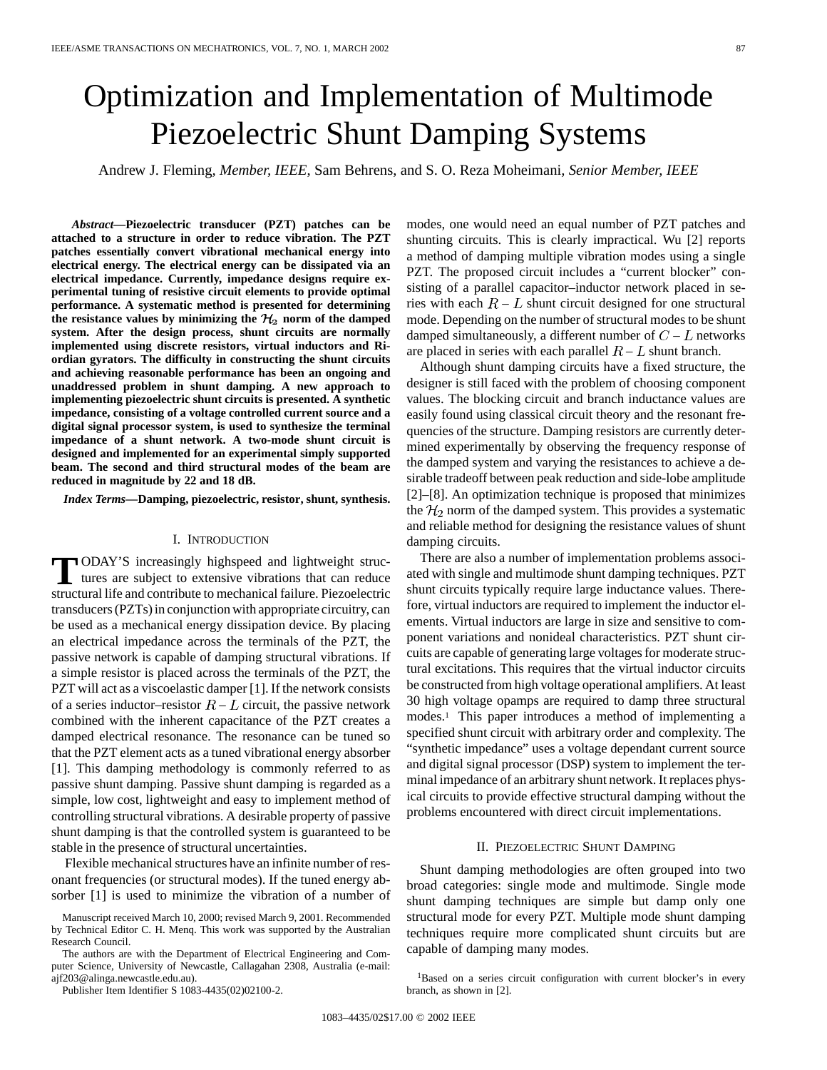# Optimization and Implementation of Multimode Piezoelectric Shunt Damping Systems

Andrew J. Fleming, *Member, IEEE*, Sam Behrens, and S. O. Reza Moheimani, *Senior Member, IEEE*

***Abstract*—Piezoelectric transducer (PZT) patches can be attached to a structure in order to reduce vibration. The PZT patches essentially convert vibrational mechanical energy into electrical energy. The electrical energy can be dissipated via an electrical impedance. Currently, impedance designs require experimental tuning of resistive circuit elements to provide optimal performance. A systematic method is presented for determining the resistance values by minimizing the $\mathcal{H}_2$ norm of the damped system. After the design process, shunt circuits are normally implemented using discrete resistors, virtual inductors and Riordian gyrators. The difficulty in constructing the shunt circuits and achieving reasonable performance has been an ongoing and unaddressed problem in shunt damping. A new approach to implementing piezoelectric shunt circuits is presented. A synthetic impedance, consisting of a voltage controlled current source and a digital signal processor system, is used to synthesize the terminal impedance of a shunt network. A two-mode shunt circuit is designed and implemented for an experimental simply supported beam. The second and third structural modes of the beam are reduced in magnitude by 22 and 18 dB.**

***Index Terms*—Damping, piezoelectric, resistor, shunt, synthesis.**

## I. Introduction

TODAY'S increasingly highspeed and lightweight structures are subject to extensive vibrations that can reduce structural life and contribute to mechanical failure. Piezoelectric transducers (PZTs) in conjunction with appropriate circuitry, can be used as a mechanical energy dissipation device. By placing an electrical impedance across the terminals of the PZT, the passive network is capable of damping structural vibrations. If a simple resistor is placed across the terminals of the PZT, the PZT will act as a viscoelastic damper [1]. If the network consists of a series inductor–resistor $R-L$ circuit, the passive network combined with the inherent capacitance of the PZT creates a damped electrical resonance. The resonance can be tuned so that the PZT element acts as a tuned vibrational energy absorber [1]. This damping methodology is commonly referred to as passive shunt damping. Passive shunt damping is regarded as a simple, low cost, lightweight and easy to implement method of controlling structural vibrations. A desirable property of passive shunt damping is that the controlled system is guaranteed to be stable in the presence of structural uncertainties.

Flexible mechanical structures have an infinite number of resonant frequencies (or structural modes). If the tuned energy absorber [1] is used to minimize the vibration of a number of modes, one would need an equal number of PZT patches and shunting circuits. This is clearly impractical. Wu [2] reports a method of damping multiple vibration modes using a single PZT. The proposed circuit includes a "current blocker" consisting of a parallel capacitor–inductor network placed in series with each $R-L$ shunt circuit designed for one structural mode. Depending on the number of structural modes to be shunt damped simultaneously, a different number of $C-L$ networks are placed in series with each parallel $R-L$ shunt branch.

Although shunt damping circuits have a fixed structure, the designer is still faced with the problem of choosing component values. The blocking circuit and branch inductance values are easily found using classical circuit theory and the resonant frequencies of the structure. Damping resistors are currently determined experimentally by observing the frequency response of the damped system and varying the resistances to achieve a desirable tradeoff between peak reduction and side-lobe amplitude [2]–[8]. An optimization technique is proposed that minimizes the $\mathcal{H}_2$ norm of the damped system. This provides a systematic and reliable method for designing the resistance values of shunt damping circuits.

There are also a number of implementation problems associated with single and multimode shunt damping techniques. PZT shunt circuits typically require large inductance values. Therefore, virtual inductors are required to implement the inductor elements. Virtual inductors are large in size and sensitive to component variations and nonideal characteristics. PZT shunt circuits are capable of generating large voltages for moderate structural excitations. This requires that the virtual inductor circuits be constructed from high voltage operational amplifiers. At least 30 high voltage opamps are required to damp three structural modes.[1] This paper introduces a method of implementing a specified shunt circuit with arbitrary order and complexity. The "synthetic impedance" uses a voltage dependant current source and digital signal processor (DSP) system to implement the terminal impedance of an arbitrary shunt network. It replaces physical circuits to provide effective structural damping without the problems encountered with direct circuit implementations.

## II. Piezoelectric Shunt Damping

Shunt damping methodologies are often grouped into two broad categories: single mode and multimode. Single mode shunt damping techniques are simple but damp only one structural mode for every PZT. Multiple mode shunt damping techniques require more complicated shunt circuits but are capable of damping many modes.

[1]Based on a series circuit configuration with current blocker's in every branch, as shown in [2].

Manuscript received March 10, 2000; revised March 9, 2001. Recommended by Technical Editor C. H. Menq. This work was supported by the Australian Research Council.

The authors are with the Department of Electrical Engineering and Computer Science, University of Newcastle, Callagahan 2308, Australia (e-mail: ajf203@alinga.newcastle.edu.au).

Publisher Item Identifier S 1083-4435(02)02100-2.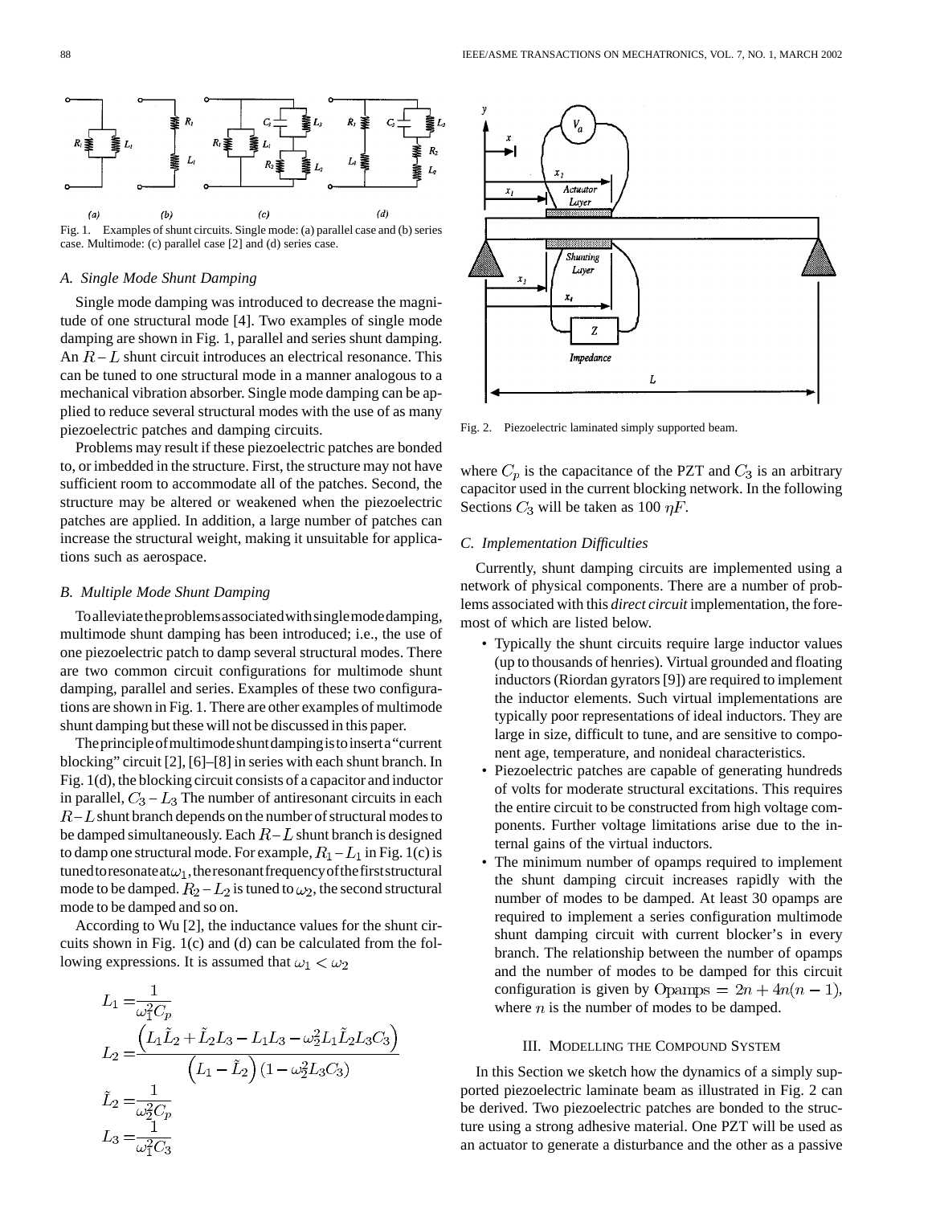Fig. 1. Examples of shunt circuits. Single mode: (a) parallel case and (b) series case. Multimode: (c) parallel case [2] and (d) series case.

### A. Single Mode Shunt Damping

Single mode damping was introduced to decrease the magnitude of one structural mode [4]. Two examples of single mode damping are shown in Fig. 1, parallel and series shunt damping. An $R-L$ shunt circuit introduces an electrical resonance. This can be tuned to one structural mode in a manner analogous to a mechanical vibration absorber. Single mode damping can be applied to reduce several structural modes with the use of as many piezoelectric patches and damping circuits.

Problems may result if these piezoelectric patches are bonded to, or imbedded in the structure. First, the structure may not have sufficient room to accommodate all of the patches. Second, the structure may be altered or weakened when the piezoelectric patches are applied. In addition, a large number of patches can increase the structural weight, making it unsuitable for applications such as aerospace.

### B. Multiple Mode Shunt Damping

To alleviate the problems associated with single mode damping, multimode shunt damping has been introduced; i.e., the use of one piezoelectric patch to damp several structural modes. There are two common circuit configurations for multimode shunt damping, parallel and series. Examples of these two configurations are shown in Fig. 1. There are other examples of multimode shunt damping but these will not be discussed in this paper.

The principle of multimode shunt damping is to insert a "current blocking" circuit [2], [6]–[8] in series with each shunt branch. In Fig. 1(d), the blocking circuit consists of a capacitor and inductor in parallel, $C_3-L_3$ The number of antiresonant circuits in each $R-L$ shunt branch depends on the number of structural modes to be damped simultaneously. Each $R-L$ shunt branch is designed to damp one structural mode. For example, $R_1-L_1$ in Fig. 1(c) is tuned to resonate at $\omega_1$, the resonant frequency of the first structural mode to be damped. $R_2-L_2$ is tuned to $\omega_2$, the second structural mode to be damped and so on.

According to Wu [2], the inductance values for the shunt circuits shown in Fig. 1(c) and (d) can be calculated from the following expressions. It is assumed that $\omega_1 < \omega_2$

$$
\begin{aligned}
L_1 &= \frac{1}{\omega_1^2 C_p} \\
L_2 &= \frac{\left(L_1\tilde{L}_2 + \tilde{L}_2 L_3 - L_1 L_3 - \omega_2^2 L_1 \tilde{L}_2 L_3 C_3\right)}{\left(L_1 - \tilde{L}_2\right)\left(1 - \omega_2^2 L_3 C_3\right)} \\
\tilde{L}_2 &= \frac{1}{\omega_2^2 C_p} \\
L_3 &= \frac{1}{\omega_1^2 C_3}
\end{aligned}
$$

Fig. 2. Piezoelectric laminated simply supported beam.

where $C_p$ is the capacitance of the PZT and $C_3$ is an arbitrary capacitor used in the current blocking network. In the following Sections $C_3$ will be taken as 100 $\eta F$.

### C. Implementation Difficulties

Currently, shunt damping circuits are implemented using a network of physical components. There are a number of problems associated with this *direct circuit* implementation, the foremost of which are listed below.

- Typically the shunt circuits require large inductor values (up to thousands of henries). Virtual grounded and floating inductors (Riordan gyrators [9]) are required to implement the inductor elements. Such virtual implementations are typically poor representations of ideal inductors. They are large in size, difficult to tune, and are sensitive to component age, temperature, and nonideal characteristics.
- Piezoelectric patches are capable of generating hundreds of volts for moderate structural excitations. This requires the entire circuit to be constructed from high voltage components. Further voltage limitations arise due to the internal gains of the virtual inductors.
- The minimum number of opamps required to implement the shunt damping circuit increases rapidly with the number of modes to be damped. At least 30 opamps are required to implement a series configuration multimode shunt damping circuit with current blocker's in every branch. The relationship between the number of opamps and the number of modes to be damped for this circuit configuration is given by $\text{Opamps} = 2n + 4n(n-1)$, where $n$ is the number of modes to be damped.

## III. Modelling the Compound System

In this Section we sketch how the dynamics of a simply supported piezoelectric laminate beam as illustrated in Fig. 2 can be derived. Two piezoelectric patches are bonded to the structure using a strong adhesive material. One PZT will be used as an actuator to generate a disturbance and the other as a passive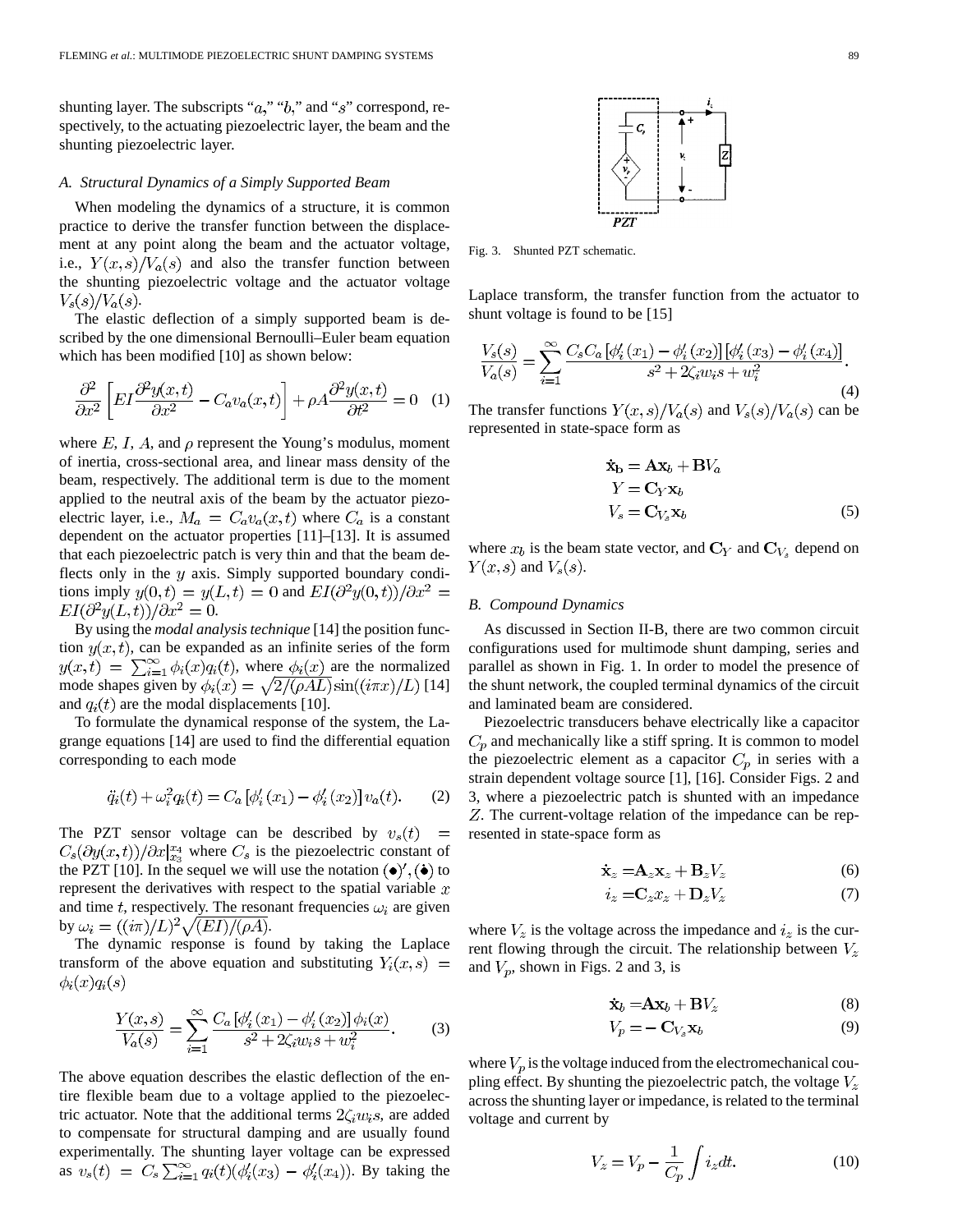shunting layer. The subscripts "$a$," "$b$," and "$s$" correspond, respectively, to the actuating piezoelectric layer, the beam and the shunting piezoelectric layer.

### A. Structural Dynamics of a Simply Supported Beam

When modeling the dynamics of a structure, it is common practice to derive the transfer function between the displacement at any point along the beam and the actuator voltage, i.e., $Y(x,s)/V_a(s)$ and also the transfer function between the shunting piezoelectric voltage and the actuator voltage $V_s(s)/V_a(s)$.

The elastic deflection of a simply supported beam is described by the one dimensional Bernoulli–Euler beam equation which has been modified [10] as shown below:

$$\frac{\partial^2}{\partial x^2}\left[EI\frac{\partial^2 y(x,t)}{\partial x^2} - C_a v_a(x,t)\right] + \rho A \frac{\partial^2 y(x,t)}{\partial t^2} = 0 \quad (1)$$

where $E$, $I$, $A$, and $\rho$ represent the Young's modulus, moment of inertia, cross-sectional area, and linear mass density of the beam, respectively. The additional term is due to the moment applied to the neutral axis of the beam by the actuator piezoelectric layer, i.e., $M_a = C_a v_a(x,t)$ where $C_a$ is a constant dependent on the actuator properties [11]–[13]. It is assumed that each piezoelectric patch is very thin and that the beam deflects only in the $y$ axis. Simply supported boundary conditions imply $y(0,t) = y(L,t) = 0$ and $EI(\partial^2 y(0,t))/\partial x^2 = EI(\partial^2 y(L,t))/\partial x^2 = 0$.

By using the *modal analysis technique* [14] the position function $y(x,t)$, can be expanded as an infinite series of the form $y(x,t) = \sum_{i=1}^{\infty} \phi_i(x) q_i(t)$, where $\phi_i(x)$ are the normalized mode shapes given by $\phi_i(x) = \sqrt{2/(\rho A L)} \sin((i\pi x)/L)$ [14] and $q_i(t)$ are the modal displacements [10].

To formulate the dynamical response of the system, the Lagrange equations [14] are used to find the differential equation corresponding to each mode

$$\ddot{q}_i(t) + \omega_i^2 q_i(t) = C_a\left[\phi_i'(x_1) - \phi_i'(x_2)\right] v_a(t). \quad (2)$$

The PZT sensor voltage can be described by $v_s(t) = C_s(\partial y(x,t))/\partial x|_{x_3}^{x_4}$ where $C_s$ is the piezoelectric constant of the PZT [10]. In the sequel we will use the notation $(\bullet)', (\dot{\bullet})$ to represent the derivatives with respect to the spatial variable $x$ and time $t$, respectively. The resonant frequencies $\omega_i$ are given by $\omega_i = ((i\pi)/L)^2 \sqrt{(EI)/(\rho A)}$.

The dynamic response is found by taking the Laplace transform of the above equation and substituting $Y_i(x,s) = \phi_i(x) q_i(s)$

$$\frac{Y(x,s)}{V_a(s)} = \sum_{i=1}^{\infty} \frac{C_a\left[\phi_i'(x_1) - \phi_i'(x_2)\right]\phi_i(x)}{s^2 + 2\zeta_i w_i s + w_i^2}. \quad (3)$$

The above equation describes the elastic deflection of the entire flexible beam due to a voltage applied to the piezoelectric actuator. Note that the additional terms $2\zeta_i w_i s$, are added to compensate for structural damping and are usually found experimentally. The shunting layer voltage can be expressed as $v_s(t) = C_s \sum_{i=1}^{\infty} q_i(t)(\phi_i'(x_3) - \phi_i'(x_4))$. By taking the Laplace transform, the transfer function from the actuator to shunt voltage is found to be [15]

Fig. 3. Shunted PZT schematic.

$$\frac{V_s(s)}{V_a(s)} = \sum_{i=1}^{\infty} \frac{C_s C_a\left[\phi_i'(x_1) - \phi_i'(x_2)\right]\left[\phi_i'(x_3) - \phi_i'(x_4)\right]}{s^2 + 2\zeta_i w_i s + w_i^2}. \quad (4)$$

The transfer functions $Y(x,s)/V_a(s)$ and $V_s(s)/V_a(s)$ can be represented in state-space form as

$$\begin{aligned} \dot{\mathbf{x}}_\mathbf{b} &= \mathbf{A}\mathbf{x}_b + \mathbf{B}V_a \\ Y &= \mathbf{C}_Y \mathbf{x}_b \\ V_s &= \mathbf{C}_{V_s}\mathbf{x}_b \end{aligned} \quad (5)$$

where $x_b$ is the beam state vector, and $\mathbf{C}_Y$ and $\mathbf{C}_{V_s}$ depend on $Y(x,s)$ and $V_s(s)$.

### B. Compound Dynamics

As discussed in Section II-B, there are two common circuit configurations used for multimode shunt damping, series and parallel as shown in Fig. 1. In order to model the presence of the shunt network, the coupled terminal dynamics of the circuit and laminated beam are considered.

Piezoelectric transducers behave electrically like a capacitor $C_p$ and mechanically like a stiff spring. It is common to model the piezoelectric element as a capacitor $C_p$ in series with a strain dependent voltage source [1], [16]. Consider Figs. 2 and 3, where a piezoelectric patch is shunted with an impedance $Z$. The current-voltage relation of the impedance can be represented in state-space form as

$$\dot{\mathbf{x}}_z = \mathbf{A}_z \mathbf{x}_z + \mathbf{B}_z V_z \quad (6)$$

$$i_z = \mathbf{C}_z x_z + \mathbf{D}_z V_z \quad (7)$$

where $V_z$ is the voltage across the impedance and $i_z$ is the current flowing through the circuit. The relationship between $V_z$ and $V_p$, shown in Figs. 2 and 3, is

$$\dot{\mathbf{x}}_b = \mathbf{A}\mathbf{x}_b + \mathbf{B}V_z \quad (8)$$

$$V_p = -\mathbf{C}_{V_s}\mathbf{x}_b \quad (9)$$

where $V_p$ is the voltage induced from the electromechanical coupling effect. By shunting the piezoelectric patch, the voltage $V_z$ across the shunting layer or impedance, is related to the terminal voltage and current by

$$V_z = V_p - \frac{1}{C_p}\int i_z dt. \quad (10)$$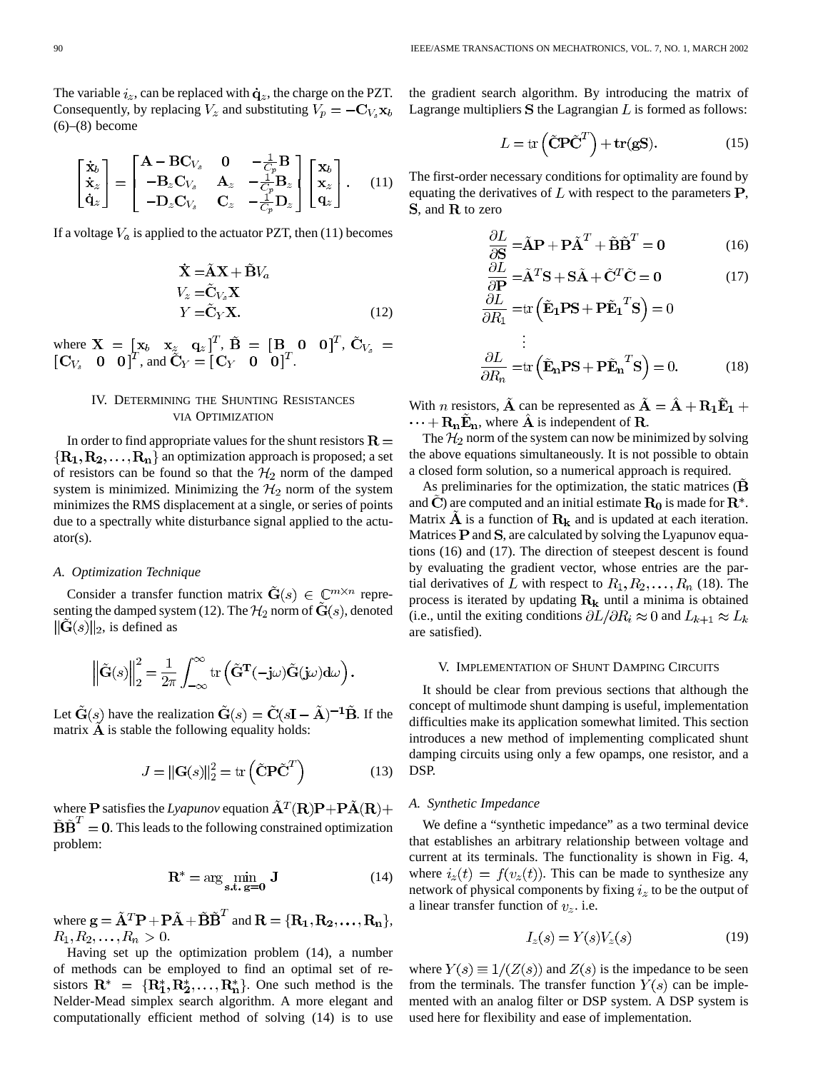The variable $i_z$, can be replaced with $\dot{\mathbf{q}}_z$, the charge on the PZT. Consequently, by replacing $V_z$ and substituting $V_p = -\mathbf{C}_{V_s}\mathbf{x}_b$ (6)–(8) become

$$\begin{bmatrix} \dot{\mathbf{x}}_b \\ \dot{\mathbf{x}}_z \\ \dot{\mathbf{q}}_z \end{bmatrix} = \begin{bmatrix} \mathbf{A} - \mathbf{B}\mathbf{C}_{V_s} & \mathbf{0} & -\frac{1}{C_p}\mathbf{B} \\ -\mathbf{B}_z\mathbf{C}_{V_s} & \mathbf{A}_z & -\frac{1}{C_p}\mathbf{B}_z \\ -\mathbf{D}_z\mathbf{C}_{V_s} & \mathbf{C}_z & -\frac{1}{C_p}\mathbf{D}_z \end{bmatrix} \begin{bmatrix} \mathbf{x}_b \\ \mathbf{x}_z \\ \mathbf{q}_z \end{bmatrix}. \tag{11}$$

If a voltage $V_a$ is applied to the actuator PZT, then (11) becomes

$$\begin{aligned} \dot{\mathbf{X}} &= \tilde{\mathbf{A}}\mathbf{X} + \tilde{\mathbf{B}}V_a \\ V_z &= \tilde{\mathbf{C}}_{V_s}\mathbf{X} \\ Y &= \tilde{\mathbf{C}}_Y\mathbf{X}. \end{aligned} \tag{12}$$

where $\mathbf{X} = [\mathbf{x}_b \quad \mathbf{x}_z \quad \mathbf{q}_z]^T$, $\tilde{\mathbf{B}} = [\mathbf{B} \quad \mathbf{0} \quad \mathbf{0}]^T$, $\tilde{\mathbf{C}}_{V_s} = [\mathbf{C}_{V_s} \quad \mathbf{0} \quad \mathbf{0}]^T$, and $\tilde{\mathbf{C}}_Y = [\mathbf{C}_Y \quad \mathbf{0} \quad \mathbf{0}]^T$.

## IV. Determining the Shunting Resistances via Optimization

In order to find appropriate values for the shunt resistors $\mathbf{R} = \{\mathbf{R_1}, \mathbf{R_2}, \ldots, \mathbf{R_n}\}$ an optimization approach is proposed; a set of resistors can be found so that the $\mathcal{H}_2$ norm of the damped system is minimized. Minimizing the $\mathcal{H}_2$ norm of the system minimizes the RMS displacement at a single, or series of points due to a spectrally white disturbance signal applied to the actuator(s).

### *A. Optimization Technique*

Consider a transfer function matrix $\tilde{\mathbf{G}}(s) \in \mathbb{C}^{m \times n}$ representing the damped system (12). The $\mathcal{H}_2$ norm of $\tilde{\mathbf{G}}(s)$, denoted $\|\tilde{\mathbf{G}}(s)\|_2$, is defined as

$$\left\|\tilde{\mathbf{G}}(s)\right\|_2^2 = \frac{1}{2\pi}\int_{-\infty}^{\infty} \operatorname{tr}\left(\tilde{\mathbf{G}}^{\mathbf{T}}(-\mathbf{j}\omega)\tilde{\mathbf{G}}(\mathbf{j}\omega)\mathbf{d}\omega\right).$$

Let $\tilde{\mathbf{G}}(s)$ have the realization $\tilde{\mathbf{G}}(s) = \tilde{\mathbf{C}}(s\mathbf{I} - \tilde{\mathbf{A}})^{-1}\tilde{\mathbf{B}}$. If the matrix $\tilde{\mathbf{A}}$ is stable the following equality holds:

$$J = \|\mathbf{G}(s)\|_2^2 = \operatorname{tr}\left(\tilde{\mathbf{C}}\mathbf{P}\tilde{\mathbf{C}}^T\right) \tag{13}$$

where $\mathbf{P}$ satisfies the *Lyapunov* equation $\tilde{\mathbf{A}}^T(\mathbf{R})\mathbf{P} + \mathbf{P}\tilde{\mathbf{A}}(\mathbf{R}) + \tilde{\mathbf{B}}\tilde{\mathbf{B}}^T = \mathbf{0}$. This leads to the following constrained optimization problem:

$$\mathbf{R}^* = \arg\min_{\mathbf{s.t.\ g=0}} \mathbf{J} \tag{14}$$

where $\mathbf{g} = \tilde{\mathbf{A}}^T\mathbf{P} + \mathbf{P}\tilde{\mathbf{A}} + \tilde{\mathbf{B}}\tilde{\mathbf{B}}^T$ and $\mathbf{R} = \{\mathbf{R_1}, \mathbf{R_2}, \ldots, \mathbf{R_n}\}$, $R_1, R_2, \ldots, R_n > 0$.

Having set up the optimization problem (14), a number of methods can be employed to find an optimal set of resistors $\mathbf{R}^* = \{\mathbf{R_1^*}, \mathbf{R_2^*}, \ldots, \mathbf{R_n^*}\}$. One such method is the Nelder-Mead simplex search algorithm. A more elegant and computationally efficient method of solving (14) is to use the gradient search algorithm. By introducing the matrix of Lagrange multipliers $\mathbf{S}$ the Lagrangian $L$ is formed as follows:

$$L = \operatorname{tr}\left(\tilde{\mathbf{C}}\mathbf{P}\tilde{\mathbf{C}}^T\right) + \mathbf{tr}(\mathbf{gS}). \tag{15}$$

The first-order necessary conditions for optimality are found by equating the derivatives of $L$ with respect to the parameters $\mathbf{P}$, $\mathbf{S}$, and $\mathbf{R}$ to zero

$$\frac{\partial L}{\partial \mathbf{S}} = \tilde{\mathbf{A}}\mathbf{P} + \mathbf{P}\tilde{\mathbf{A}}^T + \tilde{\mathbf{B}}\tilde{\mathbf{B}}^T = \mathbf{0} \tag{16}$$

$$\frac{\partial L}{\partial \mathbf{P}} = \tilde{\mathbf{A}}^T\mathbf{S} + \mathbf{S}\tilde{\mathbf{A}} + \tilde{\mathbf{C}}^T\tilde{\mathbf{C}} = \mathbf{0} \tag{17}$$

$$\begin{aligned} \frac{\partial L}{\partial R_1} &= \operatorname{tr}\left(\tilde{\mathbf{E}}_\mathbf{1}\mathbf{P}\mathbf{S} + \mathbf{P}\tilde{\mathbf{E}}_\mathbf{1}{}^T\mathbf{S}\right) = 0 \\ &\vdots \\ \frac{\partial L}{\partial R_n} &= \operatorname{tr}\left(\tilde{\mathbf{E}}_\mathbf{n}\mathbf{P}\mathbf{S} + \mathbf{P}\tilde{\mathbf{E}}_\mathbf{n}{}^T\mathbf{S}\right) = 0. \end{aligned} \tag{18}$$

With $n$ resistors, $\tilde{\mathbf{A}}$ can be represented as $\tilde{\mathbf{A}} = \hat{\mathbf{A}} + \mathbf{R_1}\tilde{\mathbf{E}}_\mathbf{1} + \cdots + \mathbf{R_n}\tilde{\mathbf{E}}_\mathbf{n}$, where $\hat{\mathbf{A}}$ is independent of $\mathbf{R}$.

The $\mathcal{H}_2$ norm of the system can now be minimized by solving the above equations simultaneously. It is not possible to obtain a closed form solution, so a numerical approach is required.

As preliminaries for the optimization, the static matrices ($\tilde{\mathbf{B}}$ and $\tilde{\mathbf{C}}$) are computed and an initial estimate $\mathbf{R_0}$ is made for $\mathbf{R}^*$. Matrix $\tilde{\mathbf{A}}$ is a function of $\mathbf{R_k}$ and is updated at each iteration. Matrices $\mathbf{P}$ and $\mathbf{S}$, are calculated by solving the Lyapunov equations (16) and (17). The direction of steepest descent is found by evaluating the gradient vector, whose entries are the partial derivatives of $L$ with respect to $R_1, R_2, \ldots, R_n$ (18). The process is iterated by updating $\mathbf{R_k}$ until a minima is obtained (i.e., until the exiting conditions $\partial L/\partial R_i \approx 0$ and $L_{k+1} \approx L_k$ are satisfied).

## V. Implementation of Shunt Damping Circuits

It should be clear from previous sections that although the concept of multimode shunt damping is useful, implementation difficulties make its application somewhat limited. This section introduces a new method of implementing complicated shunt damping circuits using only a few opamps, one resistor, and a DSP.

### *A. Synthetic Impedance*

We define a "synthetic impedance" as a two terminal device that establishes an arbitrary relationship between voltage and current at its terminals. The functionality is shown in Fig. 4, where $i_z(t) = f(v_z(t))$. This can be made to synthesize any network of physical components by fixing $i_z$ to be the output of a linear transfer function of $v_z$. i.e.

$$I_z(s) = Y(s)V_z(s) \tag{19}$$

where $Y(s) \equiv 1/(Z(s))$ and $Z(s)$ is the impedance to be seen from the terminals. The transfer function $Y(s)$ can be implemented with an analog filter or DSP system. A DSP system is used here for flexibility and ease of implementation.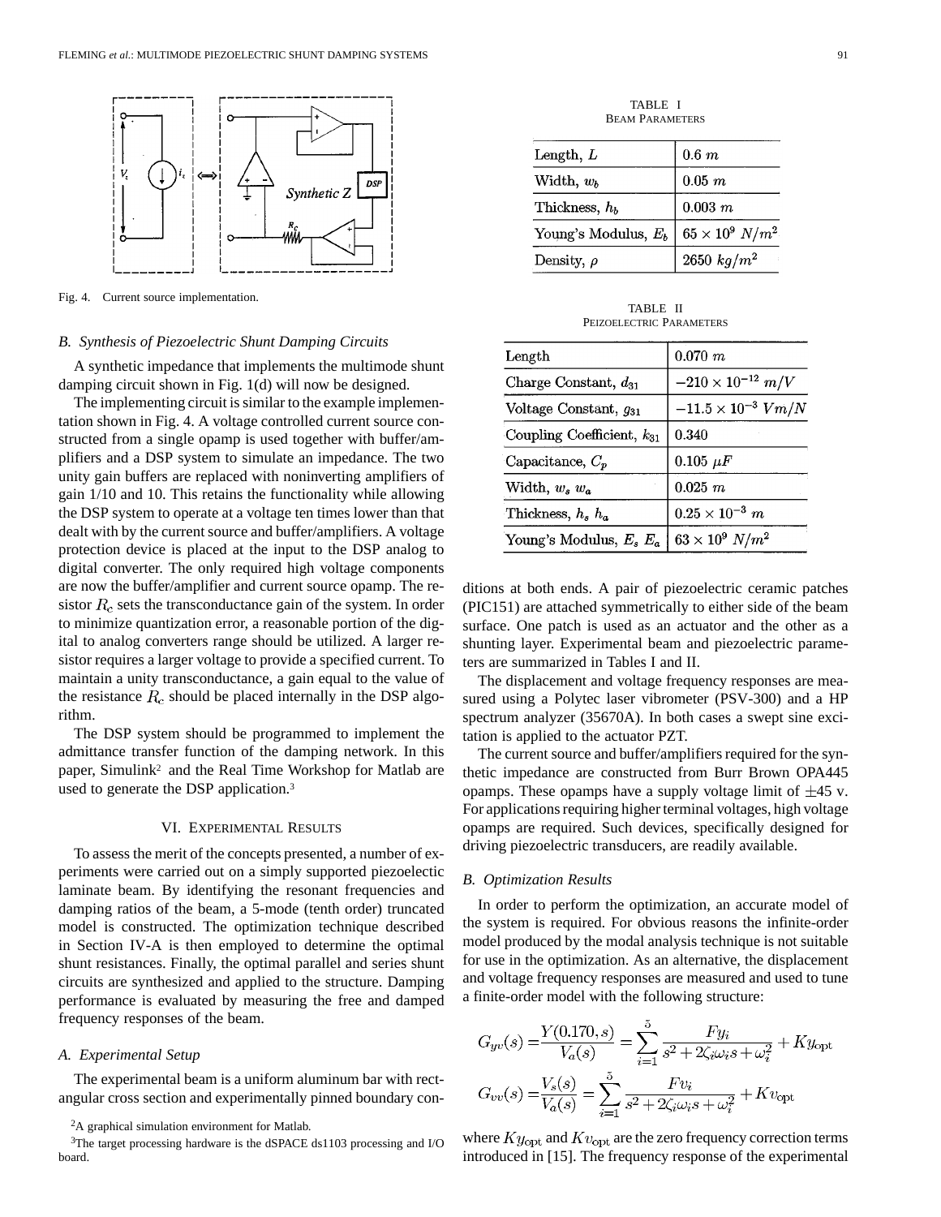Fig. 4. Current source implementation.

### B. Synthesis of Piezoelectric Shunt Damping Circuits

A synthetic impedance that implements the multimode shunt damping circuit shown in Fig. 1(d) will now be designed.

The implementing circuit is similar to the example implementation shown in Fig. 4. A voltage controlled current source constructed from a single opamp is used together with buffer/amplifiers and a DSP system to simulate an impedance. The two unity gain buffers are replaced with noninverting amplifiers of gain 1/10 and 10. This retains the functionality while allowing the DSP system to operate at a voltage ten times lower than that dealt with by the current source and buffer/amplifiers. A voltage protection device is placed at the input to the DSP analog to digital converter. The only required high voltage components are now the buffer/amplifier and current source opamp. The resistor $R_c$ sets the transconductance gain of the system. In order to minimize quantization error, a reasonable portion of the digital to analog converters range should be utilized. A larger resistor requires a larger voltage to provide a specified current. To maintain a unity transconductance, a gain equal to the value of the resistance $R_c$ should be placed internally in the DSP algorithm.

The DSP system should be programmed to implement the admittance transfer function of the damping network. In this paper, Simulink[2] and the Real Time Workshop for Matlab are used to generate the DSP application.[3]

## VI. Experimental Results

To assess the merit of the concepts presented, a number of experiments were carried out on a simply supported piezoelectic laminate beam. By identifying the resonant frequencies and damping ratios of the beam, a 5-mode (tenth order) truncated model is constructed. The optimization technique described in Section IV-A is then employed to determine the optimal shunt resistances. Finally, the optimal parallel and series shunt circuits are synthesized and applied to the structure. Damping performance is evaluated by measuring the free and damped frequency responses of the beam.

### A. Experimental Setup

The experimental beam is a uniform aluminum bar with rectangular cross section and experimentally pinned boundary conditions at both ends. A pair of piezoelectric ceramic patches (PIC151) are attached symmetrically to either side of the beam surface. One patch is used as an actuator and the other as a shunting layer. Experimental beam and piezoelectric parameters are summarized in Tables I and II.

TABLE I
BEAM PARAMETERS

| Parameter | Value |
|---|---|
| Length, $L$ | $0.6\ m$ |
| Width, $w_b$ | $0.05\ m$ |
| Thickness, $h_b$ | $0.003\ m$ |
| Young's Modulus, $E_b$ | $65 \times 10^9\ N/m^2$ |
| Density, $\rho$ | $2650\ kg/m^2$ |

TABLE II
PEIZOELECTRIC PARAMETERS

| Parameter | Value |
|---|---|
| Length | $0.070\ m$ |
| Charge Constant, $d_{31}$ | $-210 \times 10^{-12}\ m/V$ |
| Voltage Constant, $g_{31}$ | $-11.5 \times 10^{-3}\ Vm/N$ |
| Coupling Coefficient, $k_{31}$ | $0.340$ |
| Capacitance, $C_p$ | $0.105\ \mu F$ |
| Width, $w_s$ $w_a$ | $0.025\ m$ |
| Thickness, $h_s$ $h_a$ | $0.25 \times 10^{-3}\ m$ |
| Young's Modulus, $E_s$ $E_a$ | $63 \times 10^9\ N/m^2$ |

The displacement and voltage frequency responses are measured using a Polytec laser vibrometer (PSV-300) and a HP spectrum analyzer (35670A). In both cases a swept sine excitation is applied to the actuator PZT.

The current source and buffer/amplifiers required for the synthetic impedance are constructed from Burr Brown OPA445 opamps. These opamps have a supply voltage limit of $\pm 45$ v. For applications requiring higher terminal voltages, high voltage opamps are required. Such devices, specifically designed for driving piezoelectric transducers, are readily available.

### B. Optimization Results

In order to perform the optimization, an accurate model of the system is required. For obvious reasons the infinite-order model produced by the modal analysis technique is not suitable for use in the optimization. As an alternative, the displacement and voltage frequency responses are measured and used to tune a finite-order model with the following structure:

$$G_{yv}(s) = \frac{Y(0.170, s)}{V_a(s)} = \sum_{i=1}^{5} \frac{Fy_i}{s^2 + 2\zeta_i \omega_i s + \omega_i^2} + Ky_{\text{opt}}$$

$$G_{vv}(s) = \frac{V_s(s)}{V_a(s)} = \sum_{i=1}^{5} \frac{Fv_i}{s^2 + 2\zeta_i \omega_i s + \omega_i^2} + Kv_{\text{opt}}$$

where $Ky_{\text{opt}}$ and $Kv_{\text{opt}}$ are the zero frequency correction terms introduced in [15]. The frequency response of the experimental

[2] A graphical simulation environment for Matlab.

[3] The target processing hardware is the dSPACE ds1103 processing and I/O board.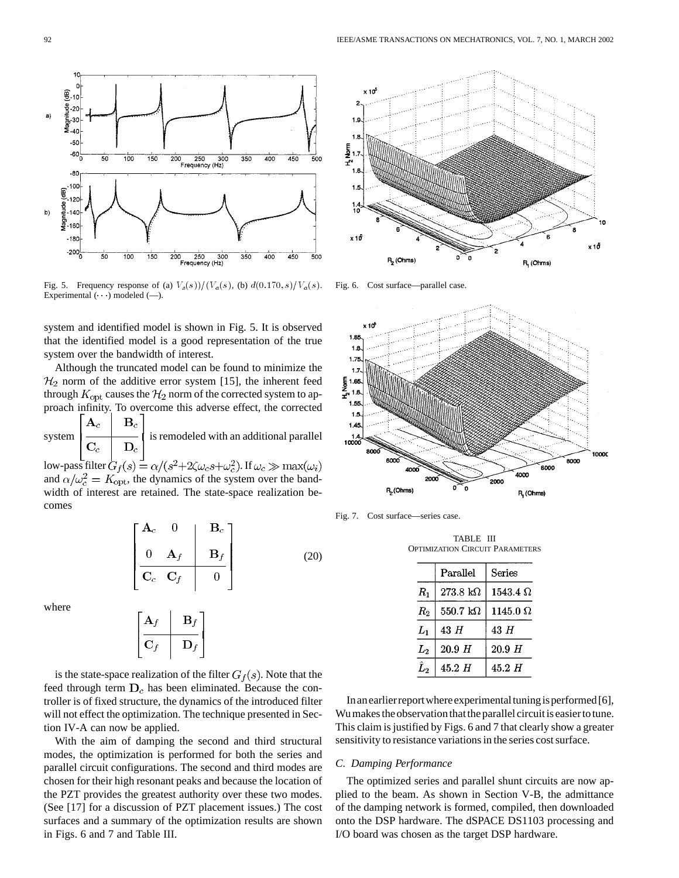Fig. 5. Frequency response of (a) $V_s(s))/(V_a(s)$, (b) $d(0.170, s)/V_a(s)$. Experimental $(\cdots)$ modeled (—).

Fig. 6. Cost surface—parallel case.

Fig. 7. Cost surface—series case.

system and identified model is shown in Fig. 5. It is observed that the identified model is a good representation of the true system over the bandwidth of interest.

Although the truncated model can be found to minimize the $\mathcal{H}_2$ norm of the additive error system [15], the inherent feed through $K_{\text{opt}}$ causes the $\mathcal{H}_2$ norm of the corrected system to approach infinity. To overcome this adverse effect, the corrected system $\left[\begin{array}{c|c} \mathbf{A}_c & \mathbf{B}_c \\ \hline \mathbf{C}_c & \mathbf{D}_c \end{array}\right]$ is remodeled with an additional parallel low-pass filter $G_f(s) = \alpha/(s^2+2\zeta\omega_c s+\omega_c^2)$. If $\omega_c \gg \max(\omega_i)$ and $\alpha/\omega_c^2 = K_{\text{opt}}$, the dynamics of the system over the bandwidth of interest are retained. The state-space realization becomes

$$\left[\begin{array}{cc|c} \mathbf{A}_c & 0 & \mathbf{B}_c \\ 0 & \mathbf{A}_f & \mathbf{B}_f \\ \hline \mathbf{C}_c & \mathbf{C}_f & 0 \end{array}\right] \tag{20}$$

where

$$\left[\begin{array}{c|c} \mathbf{A}_f & \mathbf{B}_f \\ \hline \mathbf{C}_f & \mathbf{D}_f \end{array}\right]$$

is the state-space realization of the filter $G_f(s)$. Note that the feed through term $\mathbf{D}_c$ has been eliminated. Because the controller is of fixed structure, the dynamics of the introduced filter will not effect the optimization. The technique presented in Section IV-A can now be applied.

With the aim of damping the second and third structural modes, the optimization is performed for both the series and parallel circuit configurations. The second and third modes are chosen for their high resonant peaks and because the location of the PZT provides the greatest authority over these two modes. (See [17] for a discussion of PZT placement issues.) The cost surfaces and a summary of the optimization results are shown in Figs. 6 and 7 and Table III.

TABLE III
OPTIMIZATION CIRCUIT PARAMETERS

| | Parallel | Series |
|---|---|---|
| $R_1$ | 273.8 k$\Omega$ | 1543.4 $\Omega$ |
| $R_2$ | 550.7 k$\Omega$ | 1145.0 $\Omega$ |
| $L_1$ | 43 $H$ | 43 $H$ |
| $L_2$ | 20.9 $H$ | 20.9 $H$ |
| $\hat{L}_2$ | 45.2 $H$ | 45.2 $H$ |

In an earlier report where experimental tuning is performed [6], Wu makes the observation that the parallel circuit is easier to tune. This claim is justified by Figs. 6 and 7 that clearly show a greater sensitivity to resistance variations in the series cost surface.

### C. Damping Performance

The optimized series and parallel shunt circuits are now applied to the beam. As shown in Section V-B, the admittance of the damping network is formed, compiled, then downloaded onto the DSP hardware. The dSPACE DS1103 processing and I/O board was chosen as the target DSP hardware.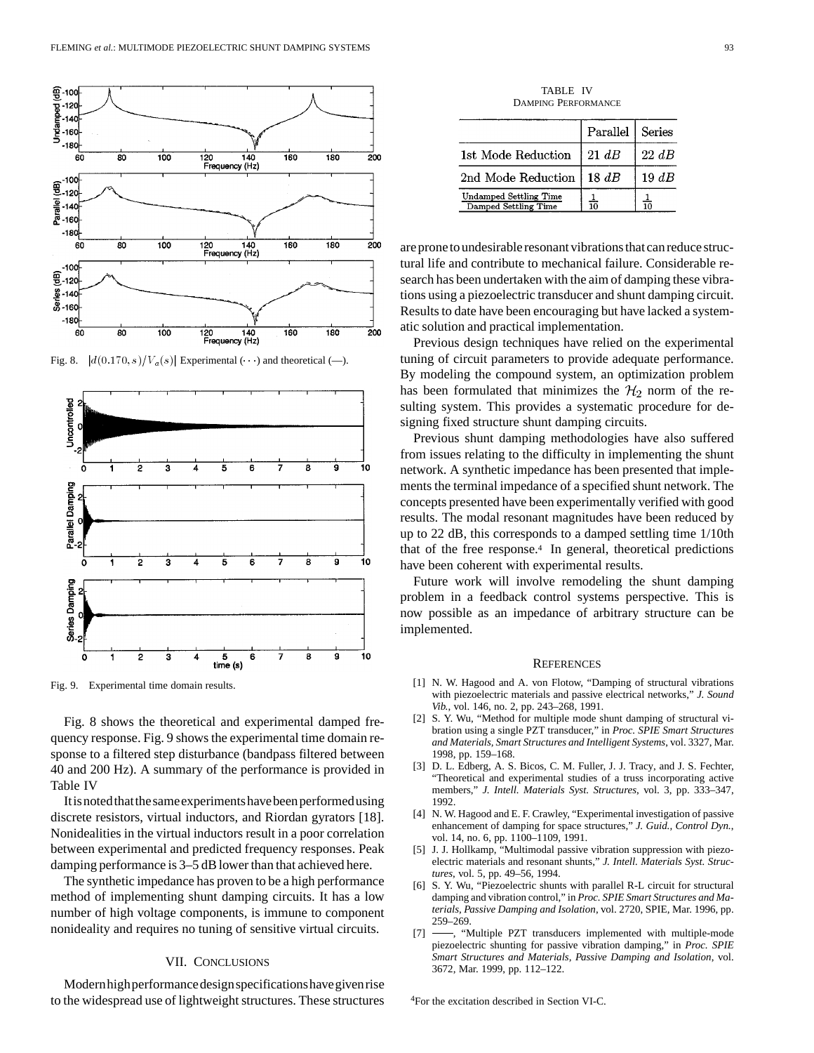Fig. 8. $|d(0.170, s)/V_a(s)|$ Experimental (···) and theoretical (—).

Fig. 9. Experimental time domain results.

Fig. 8 shows the theoretical and experimental damped frequency response. Fig. 9 shows the experimental time domain response to a filtered step disturbance (bandpass filtered between 40 and 200 Hz). A summary of the performance is provided in Table IV

It is noted that the same experiments have been performed using discrete resistors, virtual inductors, and Riordan gyrators [18]. Nonidealities in the virtual inductors result in a poor correlation between experimental and predicted frequency responses. Peak damping performance is 3–5 dB lower than that achieved here.

The synthetic impedance has proven to be a high performance method of implementing shunt damping circuits. It has a low number of high voltage components, is immune to component nonideality and requires no tuning of sensitive virtual circuits.

## VII. Conclusions

Modern high performance design specifications have given rise to the widespread use of lightweight structures. These structures are prone to undesirable resonant vibrations that can reduce structural life and contribute to mechanical failure. Considerable research has been undertaken with the aim of damping these vibrations using a piezoelectric transducer and shunt damping circuit. Results to date have been encouraging but have lacked a systematic solution and practical implementation.

TABLE IV
Damping Performance

| | Parallel | Series |
|---|---|---|
| 1st Mode Reduction | $21\ dB$ | $22\ dB$ |
| 2nd Mode Reduction | $18\ dB$ | $19\ dB$ |
| $\frac{\text{Undamped Settling Time}}{\text{Damped Settling Time}}$ | $\frac{1}{10}$ | $\frac{1}{10}$ |

Previous design techniques have relied on the experimental tuning of circuit parameters to provide adequate performance. By modeling the compound system, an optimization problem has been formulated that minimizes the $\mathcal{H}_2$ norm of the resulting system. This provides a systematic procedure for designing fixed structure shunt damping circuits.

Previous shunt damping methodologies have also suffered from issues relating to the difficulty in implementing the shunt network. A synthetic impedance has been presented that implements the terminal impedance of a specified shunt network. The concepts presented have been experimentally verified with good results. The modal resonant magnitudes have been reduced by up to 22 dB, this corresponds to a damped settling time 1/10th that of the free response.[4] In general, theoretical predictions have been coherent with experimental results.

Future work will involve remodeling the shunt damping problem in a feedback control systems perspective. This is now possible as an impedance of arbitrary structure can be implemented.

## References

[1] N. W. Hagood and A. von Flotow, "Damping of structural vibrations with piezoelectric materials and passive electrical networks," *J. Sound Vib.*, vol. 146, no. 2, pp. 243–268, 1991.

[2] S. Y. Wu, "Method for multiple mode shunt damping of structural vibration using a single PZT transducer," in *Proc. SPIE Smart Structures and Materials, Smart Structures and Intelligent Systems*, vol. 3327, Mar. 1998, pp. 159–168.

[3] D. L. Edberg, A. S. Bicos, C. M. Fuller, J. J. Tracy, and J. S. Fechter, "Theoretical and experimental studies of a truss incorporating active members," *J. Intell. Materials Syst. Structures*, vol. 3, pp. 333–347, 1992.

[4] N. W. Hagood and E. F. Crawley, "Experimental investigation of passive enhancement of damping for space structures," *J. Guid., Control Dyn.*, vol. 14, no. 6, pp. 1100–1109, 1991.

[5] J. J. Hollkamp, "Multimodal passive vibration suppression with piezoelectric materials and resonant shunts," *J. Intell. Materials Syst. Structures*, vol. 5, pp. 49–56, 1994.

[6] S. Y. Wu, "Piezoelectric shunts with parallel R-L circuit for structural damping and vibration control," in *Proc. SPIE Smart Structures and Materials, Passive Damping and Isolation*, vol. 2720, SPIE, Mar. 1996, pp. 259–269.

[7] ——, "Multiple PZT transducers implemented with multiple-mode piezoelectric shunting for passive vibration damping," in *Proc. SPIE Smart Structures and Materials, Passive Damping and Isolation*, vol. 3672, Mar. 1999, pp. 112–122.

[4]For the excitation described in Section VI-C.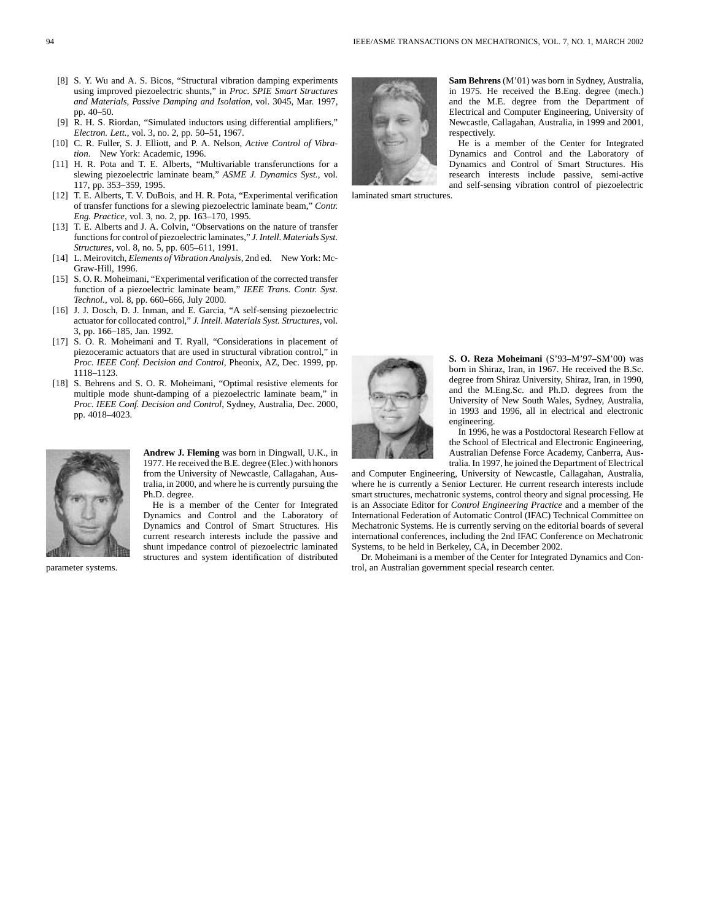[8] S. Y. Wu and A. S. Bicos, "Structural vibration damping experiments using improved piezoelectric shunts," in *Proc. SPIE Smart Structures and Materials, Passive Damping and Isolation*, vol. 3045, Mar. 1997, pp. 40–50.

[9] R. H. S. Riordan, "Simulated inductors using differential amplifiers," *Electron. Lett.*, vol. 3, no. 2, pp. 50–51, 1967.

[10] C. R. Fuller, S. J. Elliott, and P. A. Nelson, *Active Control of Vibration*. New York: Academic, 1996.

[11] H. R. Pota and T. E. Alberts, "Multivariable transferunctions for a slewing piezoelectric laminate beam," *ASME J. Dynamics Syst.*, vol. 117, pp. 353–359, 1995.

[12] T. E. Alberts, T. V. DuBois, and H. R. Pota, "Experimental verification of transfer functions for a slewing piezoelectric laminate beam," *Contr. Eng. Practice*, vol. 3, no. 2, pp. 163–170, 1995.

[13] T. E. Alberts and J. A. Colvin, "Observations on the nature of transfer functions for control of piezoelectric laminates," *J. Intell. Materials Syst. Structures*, vol. 8, no. 5, pp. 605–611, 1991.

[14] L. Meirovitch, *Elements of Vibration Analysis*, 2nd ed. New York: McGraw-Hill, 1996.

[15] S. O. R. Moheimani, "Experimental verification of the corrected transfer function of a piezoelectric laminate beam," *IEEE Trans. Contr. Syst. Technol.*, vol. 8, pp. 660–666, July 2000.

[16] J. J. Dosch, D. J. Inman, and E. Garcia, "A self-sensing piezoelectric actuator for collocated control," *J. Intell. Materials Syst. Structures*, vol. 3, pp. 166–185, Jan. 1992.

[17] S. O. R. Moheimani and T. Ryall, "Considerations in placement of piezoceramic actuators that are used in structural vibration control," in *Proc. IEEE Conf. Decision and Control*, Pheonix, AZ, Dec. 1999, pp. 1118–1123.

[18] S. Behrens and S. O. R. Moheimani, "Optimal resistive elements for multiple mode shunt-damping of a piezoelectric laminate beam," in *Proc. IEEE Conf. Decision and Control*, Sydney, Australia, Dec. 2000, pp. 4018–4023.

**Andrew J. Fleming** was born in Dingwall, U.K., in 1977. He received the B.E. degree (Elec.) with honors from the University of Newcastle, Callagahan, Australia, in 2000, and where he is currently pursuing the Ph.D. degree.

He is a member of the Center for Integrated Dynamics and Control and the Laboratory of Dynamics and Control of Smart Structures. His current research interests include the passive and shunt impedance control of piezoelectric laminated structures and system identification of distributed parameter systems.

**Sam Behrens** (M'01) was born in Sydney, Australia, in 1975. He received the B.Eng. degree (mech.) and the M.E. degree from the Department of Electrical and Computer Engineering, University of Newcastle, Callagahan, Australia, in 1999 and 2001, respectively.

He is a member of the Center for Integrated Dynamics and Control and the Laboratory of Dynamics and Control of Smart Structures. His research interests include passive, semi-active and self-sensing vibration control of piezoelectric laminated smart structures.

**S. O. Reza Moheimani** (S'93–M'97–SM'00) was born in Shiraz, Iran, in 1967. He received the B.Sc. degree from Shiraz University, Shiraz, Iran, in 1990, and the M.Eng.Sc. and Ph.D. degrees from the University of New South Wales, Sydney, Australia, in 1993 and 1996, all in electrical and electronic engineering.

In 1996, he was a Postdoctoral Research Fellow at the School of Electrical and Electronic Engineering, Australian Defense Force Academy, Canberra, Australia. In 1997, he joined the Department of Electrical and Computer Engineering, University of Newcastle, Callagahan, Australia, where he is currently a Senior Lecturer. He current research interests include smart structures, mechatronic systems, control theory and signal processing. He is an Associate Editor for *Control Engineering Practice* and a member of the International Federation of Automatic Control (IFAC) Technical Committee on Mechatronic Systems. He is currently serving on the editorial boards of several international conferences, including the 2nd IFAC Conference on Mechatronic Systems, to be held in Berkeley, CA, in December 2002.

Dr. Moheimani is a member of the Center for Integrated Dynamics and Control, an Australian government special research center.